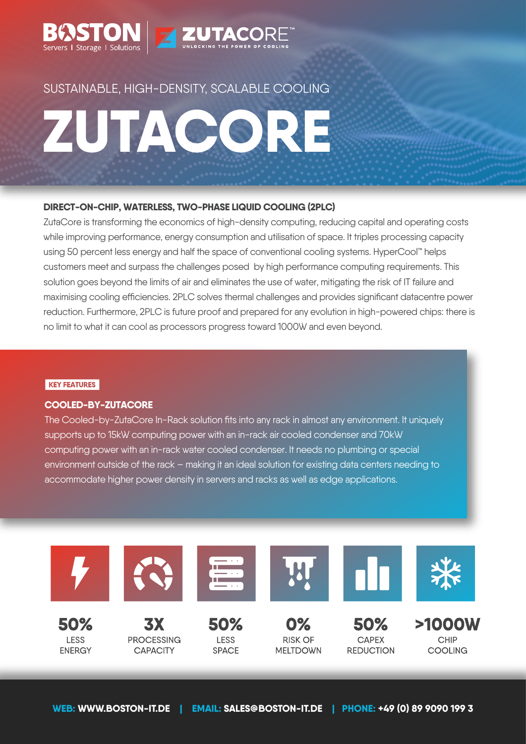BOSTON Servers | Storage | Solutions

ZUTACORE™ UNLOCKING THE POWER OF COOLING

SUSTAINABLE, HIGH-DENSITY, SCALABLE COOLING

# ZUTACORE

## DIRECT-ON-CHIP, WATERLESS, TWO-PHASE LIQUID COOLING (2PLC)

ZutaCore is transforming the economics of high-density computing, reducing capital and operating costs while improving performance, energy consumption and utilisation of space. It triples processing capacity using 50 percent less energy and half the space of conventional cooling systems. HyperCool™ helps customers meet and surpass the challenges posed by high performance computing requirements. This solution goes beyond the limits of air and eliminates the use of water, mitigating the risk of IT failure and maximising cooling efficiencies. 2PLC solves thermal challenges and provides significant datacentre power reduction. Furthermore, 2PLC is future proof and prepared for any evolution in high-powered chips: there is no limit to what it can cool as processors progress toward 1000W and even beyond.

**KEY FEATURES**

### COOLED-BY-ZUTACORE

The Cooled-by-ZutaCore In-Rack solution fits into any rack in almost any environment. It uniquely supports up to 15kW computing power with an in-rack air cooled condenser and 70kW computing power with an in-rack water cooled condenser. It needs no plumbing or special environment outside of the rack – making it an ideal solution for existing data centers needing to accommodate higher power density in servers and racks as well as edge applications.

**50%** LESS ENERGY

**3X** PROCESSING CAPACITY

**50%** LESS SPACE

**0%** RISK OF MELTDOWN

**50%** CAPEX REDUCTION

**>1000W** CHIP COOLING

**WEB:** WWW.BOSTON-IT.DE | **EMAIL:** SALES@BOSTON-IT.DE | **PHONE:** +49 (0) 89 9090 199 3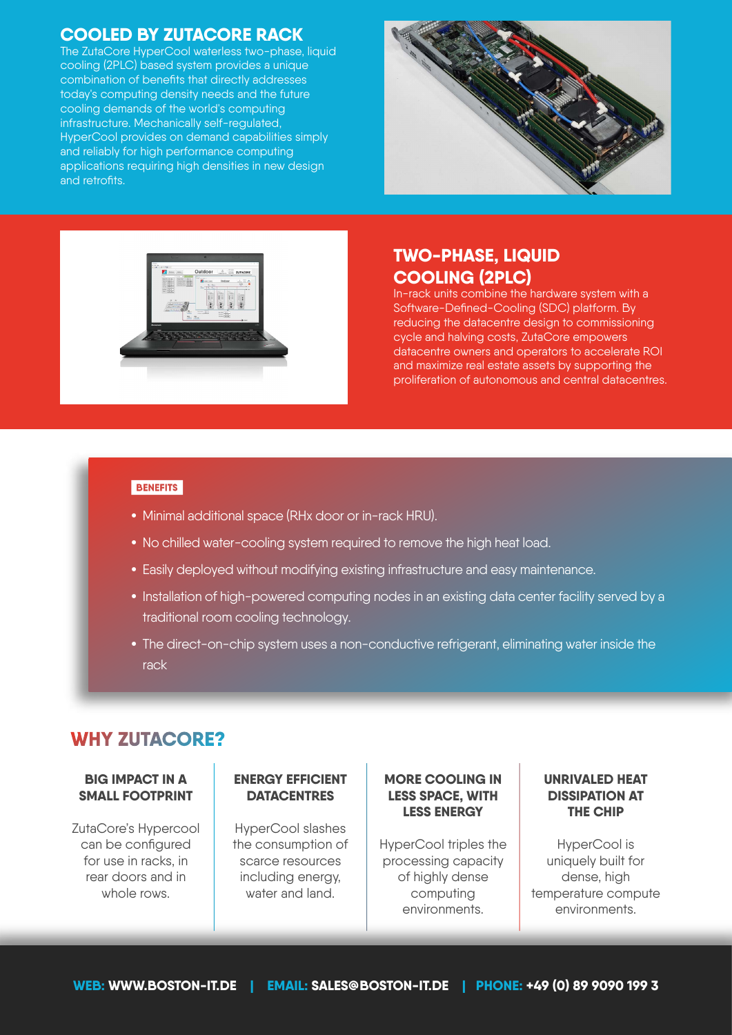## COOLED BY ZUTACORE RACK

The ZutaCore HyperCool waterless two-phase, liquid cooling (2PLC) based system provides a unique combination of benefits that directly addresses today's computing density needs and the future cooling demands of the world's computing infrastructure. Mechanically self-regulated, HyperCool provides on demand capabilities simply and reliably for high performance computing applications requiring high densities in new design and retrofits.

## TWO-PHASE, LIQUID COOLING (2PLC)

In-rack units combine the hardware system with a Software-Defined-Cooling (SDC) platform. By reducing the datacentre design to commissioning cycle and halving costs, ZutaCore empowers datacentre owners and operators to accelerate ROI and maximize real estate assets by supporting the proliferation of autonomous and central datacentres.

**BENEFITS**

- Minimal additional space (RHx door or in-rack HRU).
- No chilled water-cooling system required to remove the high heat load.
- Easily deployed without modifying existing infrastructure and easy maintenance.
- Installation of high-powered computing nodes in an existing data center facility served by a traditional room cooling technology.
- The direct-on-chip system uses a non-conductive refrigerant, eliminating water inside the rack

## WHY ZUTACORE?

### BIG IMPACT IN A SMALL FOOTPRINT

ZutaCore's Hypercool can be configured for use in racks, in rear doors and in whole rows.

### ENERGY EFFICIENT DATACENTRES

HyperCool slashes the consumption of scarce resources including energy, water and land.

### MORE COOLING IN LESS SPACE, WITH LESS ENERGY

HyperCool triples the processing capacity of highly dense computing environments.

### UNRIVALED HEAT DISSIPATION AT THE CHIP

HyperCool is uniquely built for dense, high temperature compute environments.

**WEB:** WWW.BOSTON-IT.DE | **EMAIL:** SALES@BOSTON-IT.DE | **PHONE:** +49 (0) 89 9090 199 3